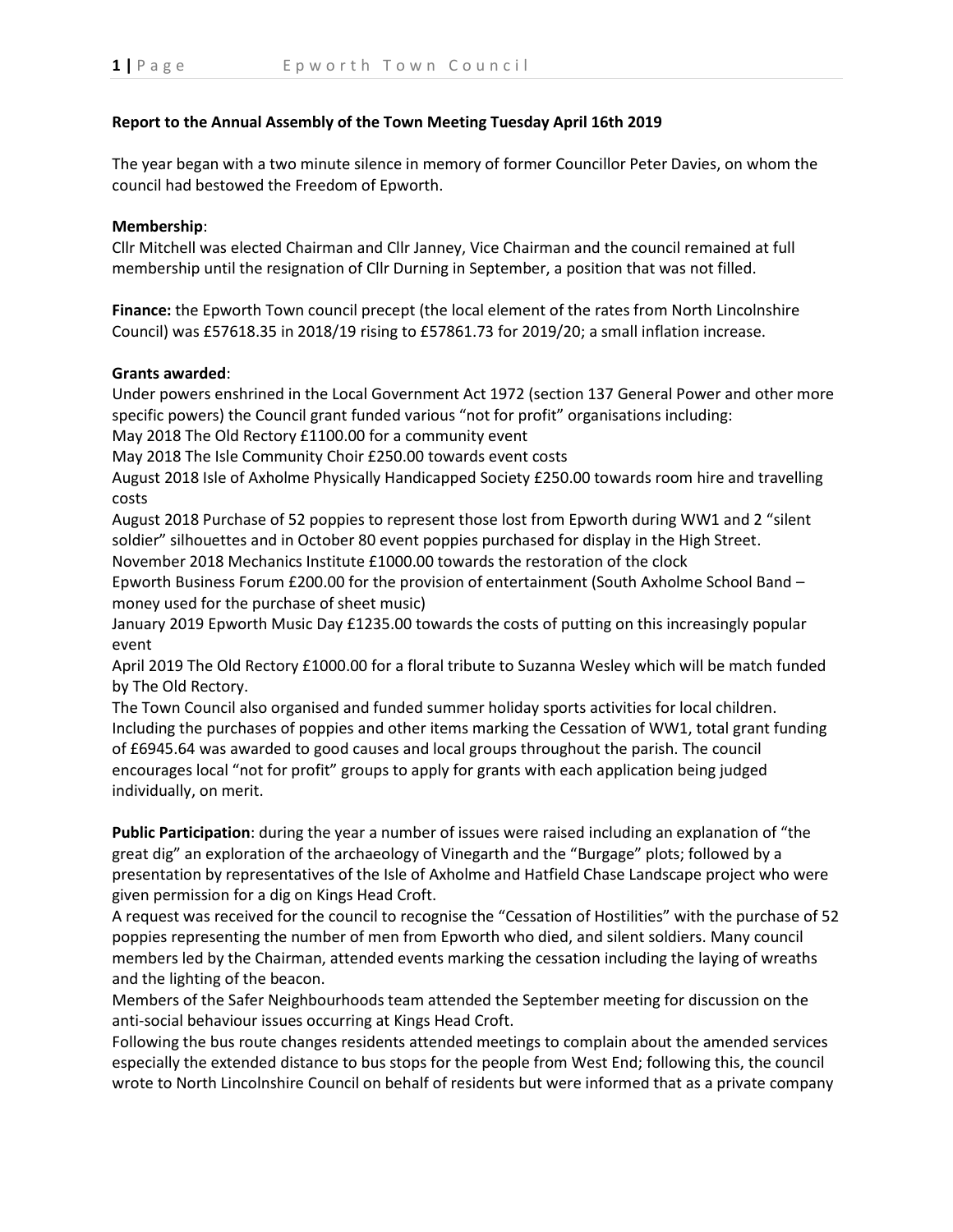**Report to the Annual Assembly of the Town Meeting Tuesday April 16th 2019**

The year began with a two minute silence in memory of former Councillor Peter Davies, on whom the council had bestowed the Freedom of Epworth.

**Membership**:
Cllr Mitchell was elected Chairman and Cllr Janney, Vice Chairman and the council remained at full membership until the resignation of Cllr Durning in September, a position that was not filled.

**Finance:** the Epworth Town council precept (the local element of the rates from North Lincolnshire Council) was £57618.35 in 2018/19 rising to £57861.73 for 2019/20; a small inflation increase.

**Grants awarded**:
Under powers enshrined in the Local Government Act 1972 (section 137 General Power and other more specific powers) the Council grant funded various "not for profit" organisations including:
May 2018 The Old Rectory £1100.00 for a community event
May 2018 The Isle Community Choir £250.00 towards event costs
August 2018 Isle of Axholme Physically Handicapped Society £250.00 towards room hire and travelling costs
August 2018 Purchase of 52 poppies to represent those lost from Epworth during WW1 and 2 "silent soldier" silhouettes and in October 80 event poppies purchased for display in the High Street.
November 2018 Mechanics Institute £1000.00 towards the restoration of the clock
Epworth Business Forum £200.00 for the provision of entertainment (South Axholme School Band – money used for the purchase of sheet music)
January 2019 Epworth Music Day £1235.00 towards the costs of putting on this increasingly popular event
April 2019 The Old Rectory £1000.00 for a floral tribute to Suzanna Wesley which will be match funded by The Old Rectory.
The Town Council also organised and funded summer holiday sports activities for local children.
Including the purchases of poppies and other items marking the Cessation of WW1, total grant funding of £6945.64 was awarded to good causes and local groups throughout the parish. The council encourages local "not for profit" groups to apply for grants with each application being judged individually, on merit.

**Public Participation**: during the year a number of issues were raised including an explanation of "the great dig" an exploration of the archaeology of Vinegarth and the "Burgage" plots; followed by a presentation by representatives of the Isle of Axholme and Hatfield Chase Landscape project who were given permission for a dig on Kings Head Croft.
A request was received for the council to recognise the "Cessation of Hostilities" with the purchase of 52 poppies representing the number of men from Epworth who died, and silent soldiers. Many council members led by the Chairman, attended events marking the cessation including the laying of wreaths and the lighting of the beacon.
Members of the Safer Neighbourhoods team attended the September meeting for discussion on the anti-social behaviour issues occurring at Kings Head Croft.
Following the bus route changes residents attended meetings to complain about the amended services especially the extended distance to bus stops for the people from West End; following this, the council wrote to North Lincolnshire Council on behalf of residents but were informed that as a private company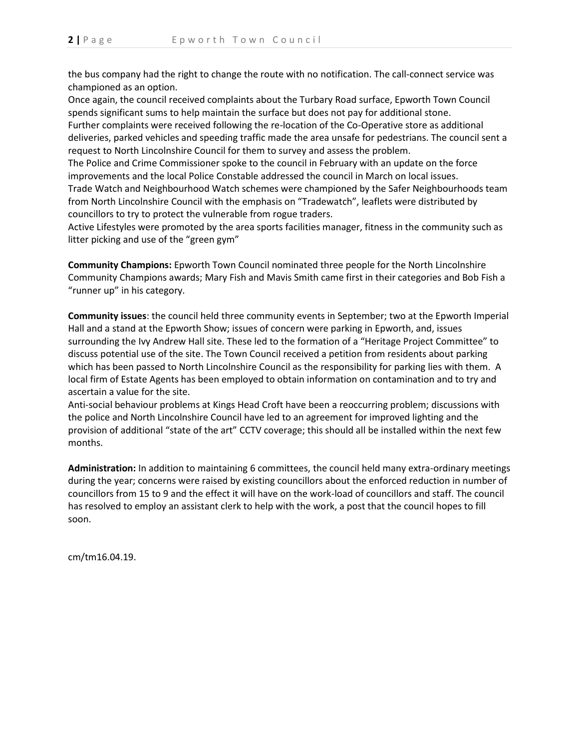the bus company had the right to change the route with no notification. The call-connect service was championed as an option.
Once again, the council received complaints about the Turbary Road surface, Epworth Town Council spends significant sums to help maintain the surface but does not pay for additional stone.
Further complaints were received following the re-location of the Co-Operative store as additional deliveries, parked vehicles and speeding traffic made the area unsafe for pedestrians. The council sent a request to North Lincolnshire Council for them to survey and assess the problem.
The Police and Crime Commissioner spoke to the council in February with an update on the force improvements and the local Police Constable addressed the council in March on local issues.
Trade Watch and Neighbourhood Watch schemes were championed by the Safer Neighbourhoods team from North Lincolnshire Council with the emphasis on "Tradewatch", leaflets were distributed by councillors to try to protect the vulnerable from rogue traders.
Active Lifestyles were promoted by the area sports facilities manager, fitness in the community such as litter picking and use of the "green gym"

**Community Champions:** Epworth Town Council nominated three people for the North Lincolnshire Community Champions awards; Mary Fish and Mavis Smith came first in their categories and Bob Fish a "runner up" in his category.

**Community issues**: the council held three community events in September; two at the Epworth Imperial Hall and a stand at the Epworth Show; issues of concern were parking in Epworth, and, issues surrounding the Ivy Andrew Hall site. These led to the formation of a "Heritage Project Committee" to discuss potential use of the site. The Town Council received a petition from residents about parking which has been passed to North Lincolnshire Council as the responsibility for parking lies with them. A local firm of Estate Agents has been employed to obtain information on contamination and to try and ascertain a value for the site.
Anti-social behaviour problems at Kings Head Croft have been a reoccurring problem; discussions with the police and North Lincolnshire Council have led to an agreement for improved lighting and the provision of additional "state of the art" CCTV coverage; this should all be installed within the next few months.

**Administration:** In addition to maintaining 6 committees, the council held many extra-ordinary meetings during the year; concerns were raised by existing councillors about the enforced reduction in number of councillors from 15 to 9 and the effect it will have on the work-load of councillors and staff. The council has resolved to employ an assistant clerk to help with the work, a post that the council hopes to fill soon.

cm/tm16.04.19.